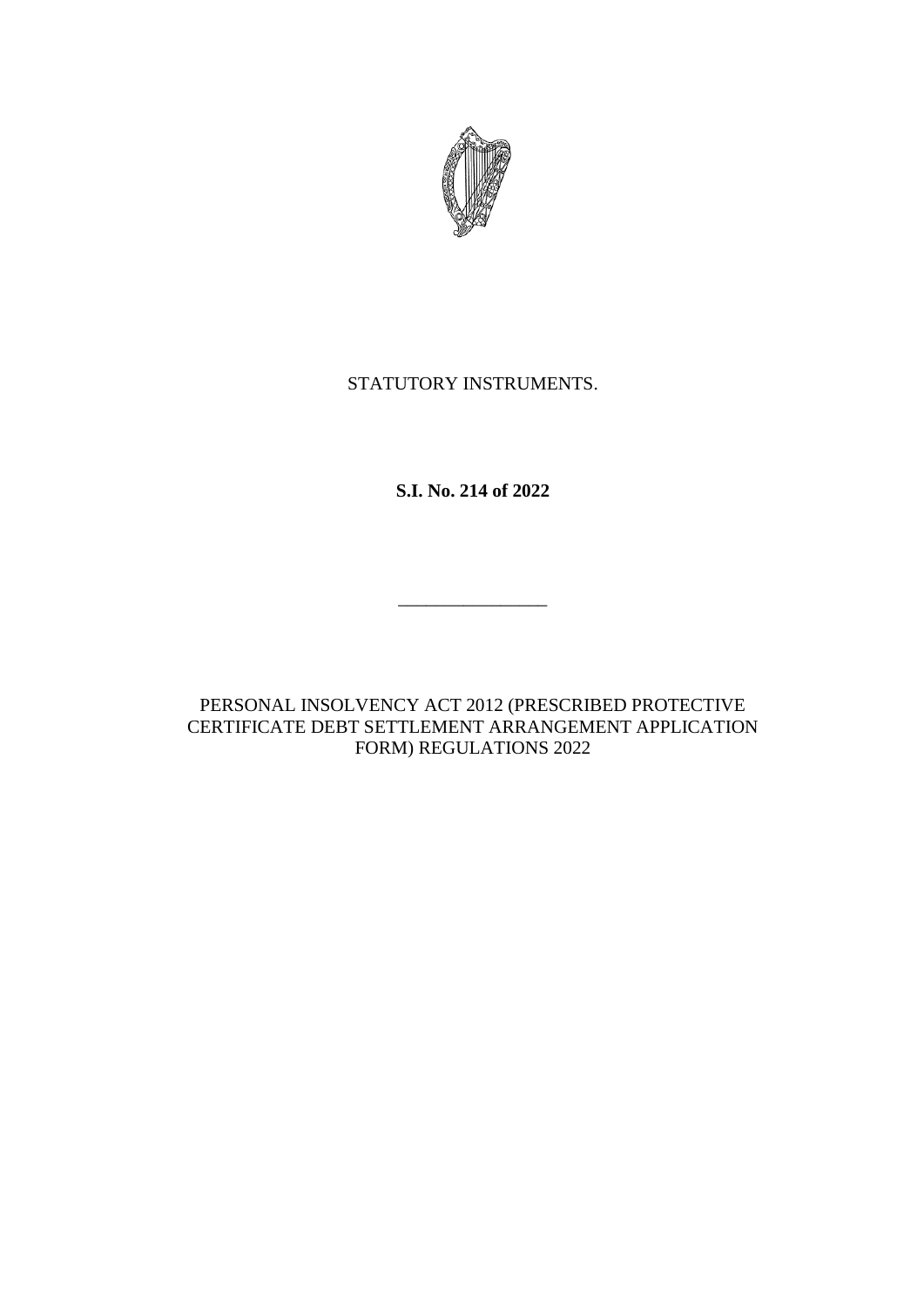STATUTORY INSTRUMENTS.

**S.I. No. 214 of 2022**

---

PERSONAL INSOLVENCY ACT 2012 (PRESCRIBED PROTECTIVE CERTIFICATE DEBT SETTLEMENT ARRANGEMENT APPLICATION FORM) REGULATIONS 2022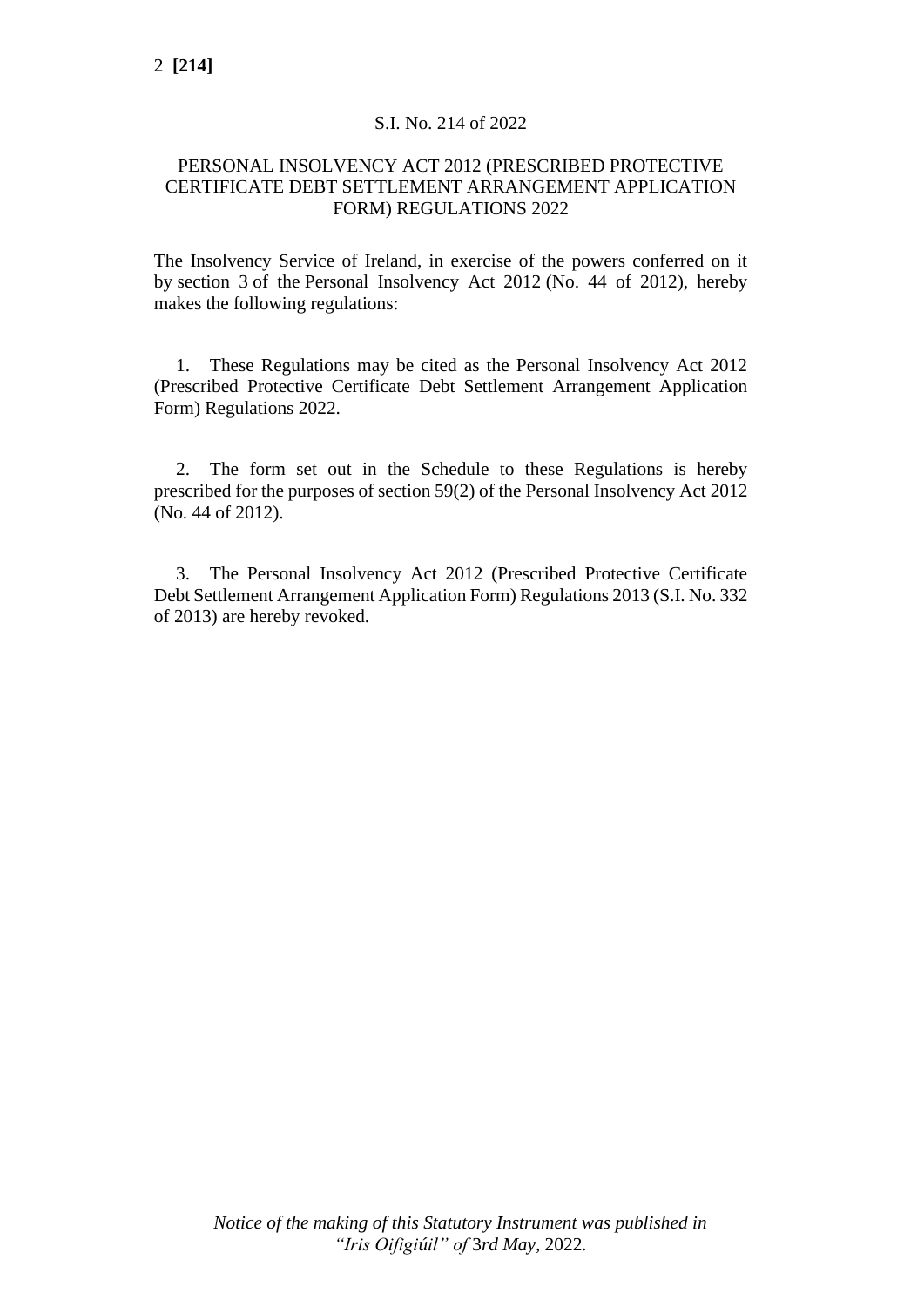S.I. No. 214 of 2022

# PERSONAL INSOLVENCY ACT 2012 (PRESCRIBED PROTECTIVE CERTIFICATE DEBT SETTLEMENT ARRANGEMENT APPLICATION FORM) REGULATIONS 2022

The Insolvency Service of Ireland, in exercise of the powers conferred on it by section 3 of the Personal Insolvency Act 2012 (No. 44 of 2012), hereby makes the following regulations:

1. These Regulations may be cited as the Personal Insolvency Act 2012 (Prescribed Protective Certificate Debt Settlement Arrangement Application Form) Regulations 2022.

2. The form set out in the Schedule to these Regulations is hereby prescribed for the purposes of section 59(2) of the Personal Insolvency Act 2012 (No. 44 of 2012).

3. The Personal Insolvency Act 2012 (Prescribed Protective Certificate Debt Settlement Arrangement Application Form) Regulations 2013 (S.I. No. 332 of 2013) are hereby revoked.

*Notice of the making of this Statutory Instrument was published in "Iris Oifigiúil" of 3rd May, 2022.*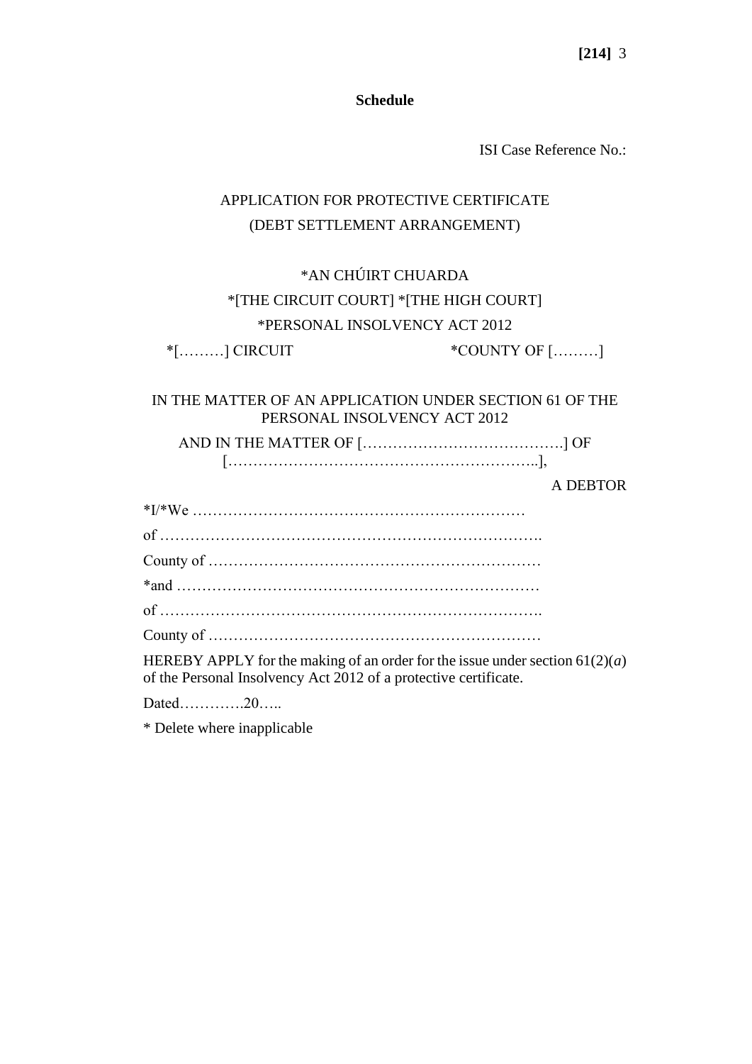**Schedule**

ISI Case Reference No.:

APPLICATION FOR PROTECTIVE CERTIFICATE
(DEBT SETTLEMENT ARRANGEMENT)

*AN CHÚIRT CHUARDA
*[THE CIRCUIT COURT] *[THE HIGH COURT]
*PERSONAL INSOLVENCY ACT 2012

*[………] CIRCUIT *COUNTY OF [………]

IN THE MATTER OF AN APPLICATION UNDER SECTION 61 OF THE PERSONAL INSOLVENCY ACT 2012

AND IN THE MATTER OF [………………………………….] OF […………………………………………………..],

A DEBTOR

*I/*We …………………………………………………………

of ………………………………………………………………….

County of …………………………………………………………

*and ………………………………………………………………

of ………………………………………………………………….

County of …………………………………………………………

HEREBY APPLY for the making of an order for the issue under section 61(2)(*a*) of the Personal Insolvency Act 2012 of a protective certificate.

Dated………….20…..

* Delete where inapplicable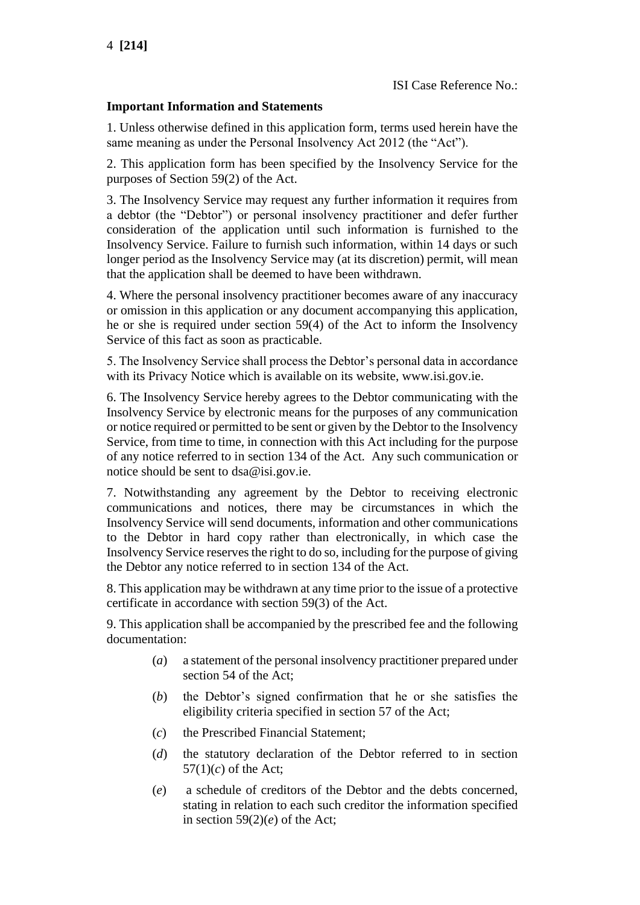ISI Case Reference No.:

**Important Information and Statements**

1. Unless otherwise defined in this application form, terms used herein have the same meaning as under the Personal Insolvency Act 2012 (the "Act").

2. This application form has been specified by the Insolvency Service for the purposes of Section 59(2) of the Act.

3. The Insolvency Service may request any further information it requires from a debtor (the "Debtor") or personal insolvency practitioner and defer further consideration of the application until such information is furnished to the Insolvency Service. Failure to furnish such information, within 14 days or such longer period as the Insolvency Service may (at its discretion) permit, will mean that the application shall be deemed to have been withdrawn.

4. Where the personal insolvency practitioner becomes aware of any inaccuracy or omission in this application or any document accompanying this application, he or she is required under section 59(4) of the Act to inform the Insolvency Service of this fact as soon as practicable.

5. The Insolvency Service shall process the Debtor's personal data in accordance with its Privacy Notice which is available on its website, www.isi.gov.ie.

6. The Insolvency Service hereby agrees to the Debtor communicating with the Insolvency Service by electronic means for the purposes of any communication or notice required or permitted to be sent or given by the Debtor to the Insolvency Service, from time to time, in connection with this Act including for the purpose of any notice referred to in section 134 of the Act. Any such communication or notice should be sent to dsa@isi.gov.ie.

7. Notwithstanding any agreement by the Debtor to receiving electronic communications and notices, there may be circumstances in which the Insolvency Service will send documents, information and other communications to the Debtor in hard copy rather than electronically, in which case the Insolvency Service reserves the right to do so, including for the purpose of giving the Debtor any notice referred to in section 134 of the Act.

8. This application may be withdrawn at any time prior to the issue of a protective certificate in accordance with section 59(3) of the Act.

9. This application shall be accompanied by the prescribed fee and the following documentation:

(*a*) a statement of the personal insolvency practitioner prepared under section 54 of the Act;

(*b*) the Debtor's signed confirmation that he or she satisfies the eligibility criteria specified in section 57 of the Act;

(*c*) the Prescribed Financial Statement;

(*d*) the statutory declaration of the Debtor referred to in section 57(1)(*c*) of the Act;

(*e*) a schedule of creditors of the Debtor and the debts concerned, stating in relation to each such creditor the information specified in section 59(2)(*e*) of the Act;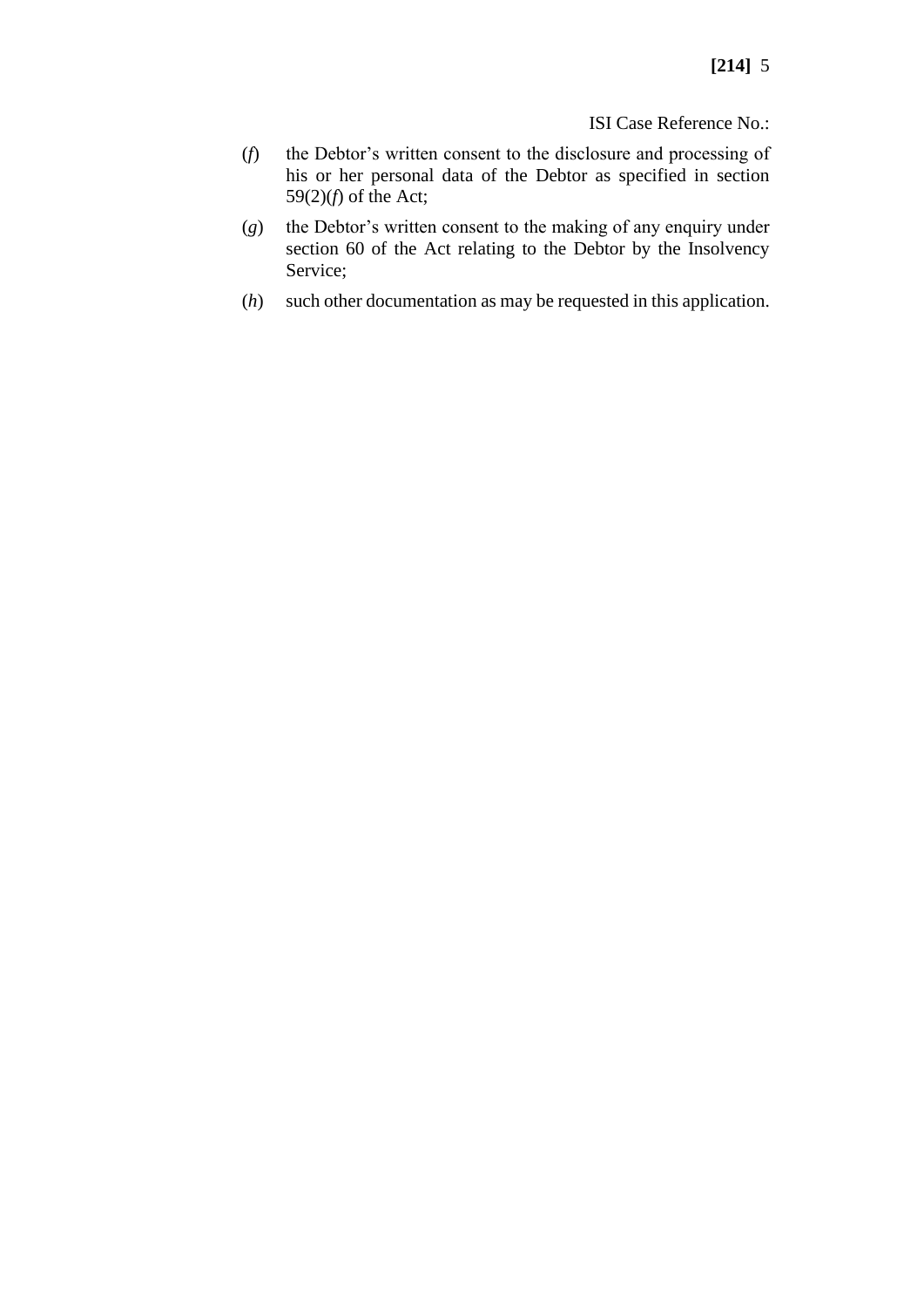ISI Case Reference No.:

(*f*) the Debtor's written consent to the disclosure and processing of his or her personal data of the Debtor as specified in section 59(2)(*f*) of the Act;

(*g*) the Debtor's written consent to the making of any enquiry under section 60 of the Act relating to the Debtor by the Insolvency Service;

(*h*) such other documentation as may be requested in this application.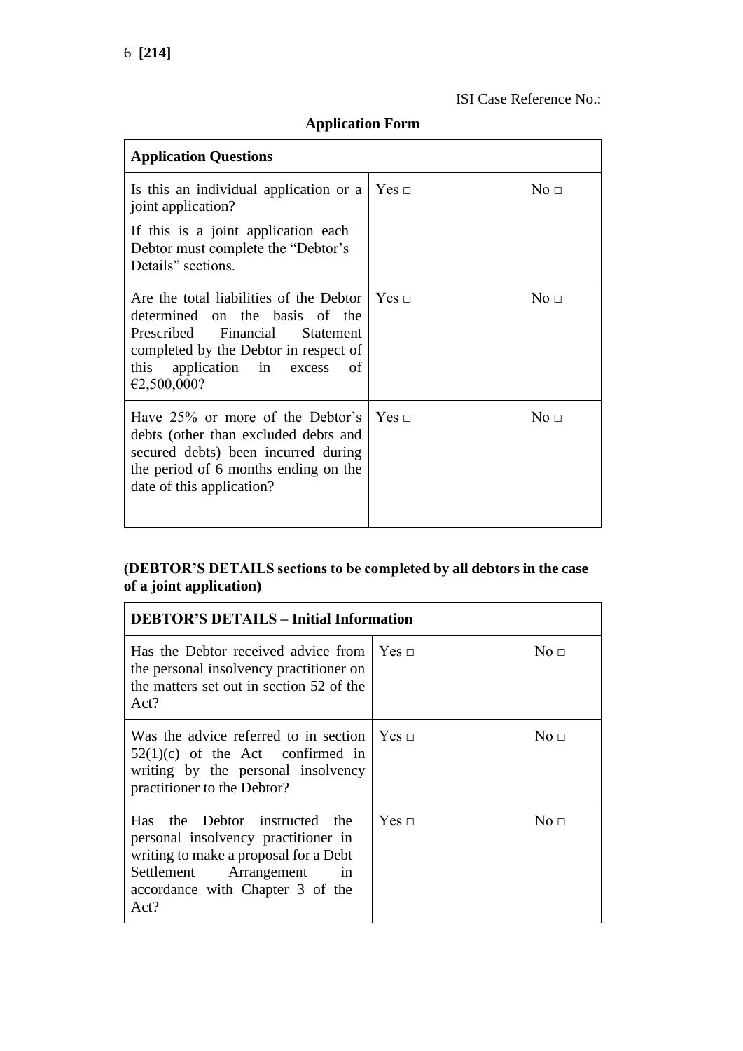ISI Case Reference No.:

**Application Form**

| **Application Questions** | | |
|---|---|---|
| Is this an individual application or a joint application?<br><br>If this is a joint application each Debtor must complete the "Debtor's Details" sections. | Yes □ | No □ |
| Are the total liabilities of the Debtor determined on the basis of the Prescribed Financial Statement completed by the Debtor in respect of this application in excess of €2,500,000? | Yes □ | No □ |
| Have 25% or more of the Debtor's debts (other than excluded debts and secured debts) been incurred during the period of 6 months ending on the date of this application? | Yes □ | No □ |

**(DEBTOR'S DETAILS sections to be completed by all debtors in the case of a joint application)**

| **DEBTOR'S DETAILS – Initial Information** | | |
|---|---|---|
| Has the Debtor received advice from the personal insolvency practitioner on the matters set out in section 52 of the Act? | Yes □ | No □ |
| Was the advice referred to in section 52(1)(c) of the Act confirmed in writing by the personal insolvency practitioner to the Debtor? | Yes □ | No □ |
| Has the Debtor instructed the personal insolvency practitioner in writing to make a proposal for a Debt Settlement Arrangement in accordance with Chapter 3 of the Act? | Yes □ | No □ |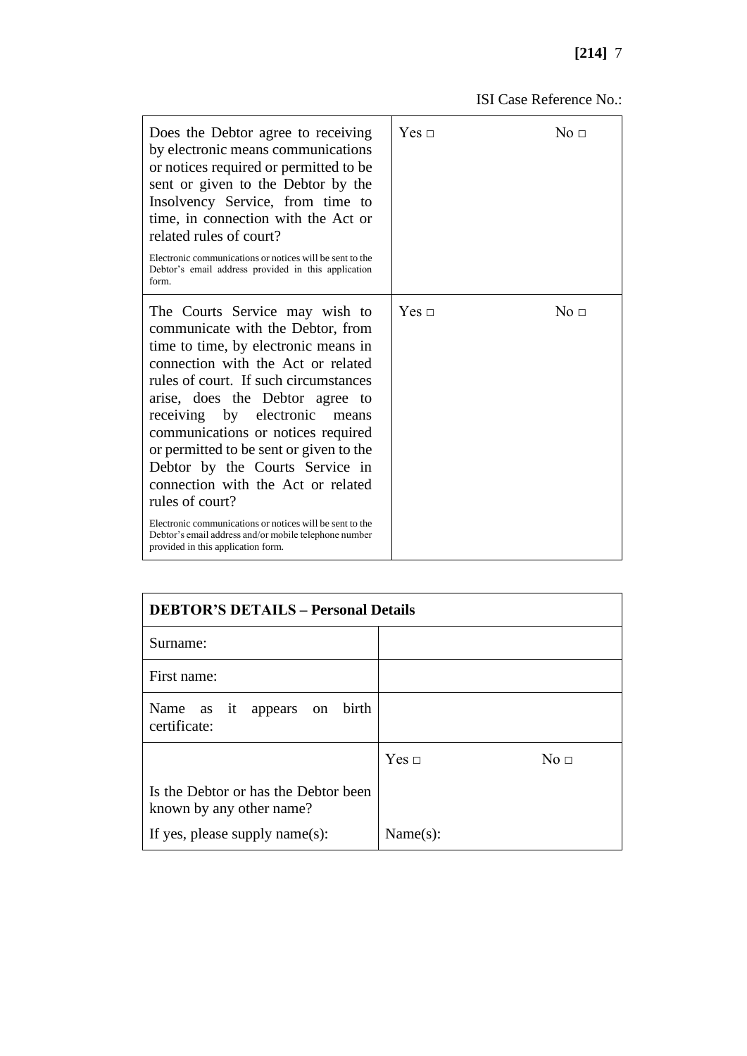ISI Case Reference No.:

| | | |
|---|---|---|
| Does the Debtor agree to receiving by electronic means communications or notices required or permitted to be sent or given to the Debtor by the Insolvency Service, from time to time, in connection with the Act or related rules of court?<br><br>Electronic communications or notices will be sent to the Debtor's email address provided in this application form. | Yes □ | No □ |
| The Courts Service may wish to communicate with the Debtor, from time to time, by electronic means in connection with the Act or related rules of court. If such circumstances arise, does the Debtor agree to receiving by electronic means communications or notices required or permitted to be sent or given to the Debtor by the Courts Service in connection with the Act or related rules of court?<br><br>Electronic communications or notices will be sent to the Debtor's email address and/or mobile telephone number provided in this application form. | Yes □ | No □ |

| **DEBTOR'S DETAILS – Personal Details** | | |
|---|---|---|
| Surname: | | |
| First name: | | |
| Name as it appears on birth certificate: | | |
| Is the Debtor or has the Debtor been known by any other name? | Yes □ | No □ |
| If yes, please supply name(s): | Name(s): | |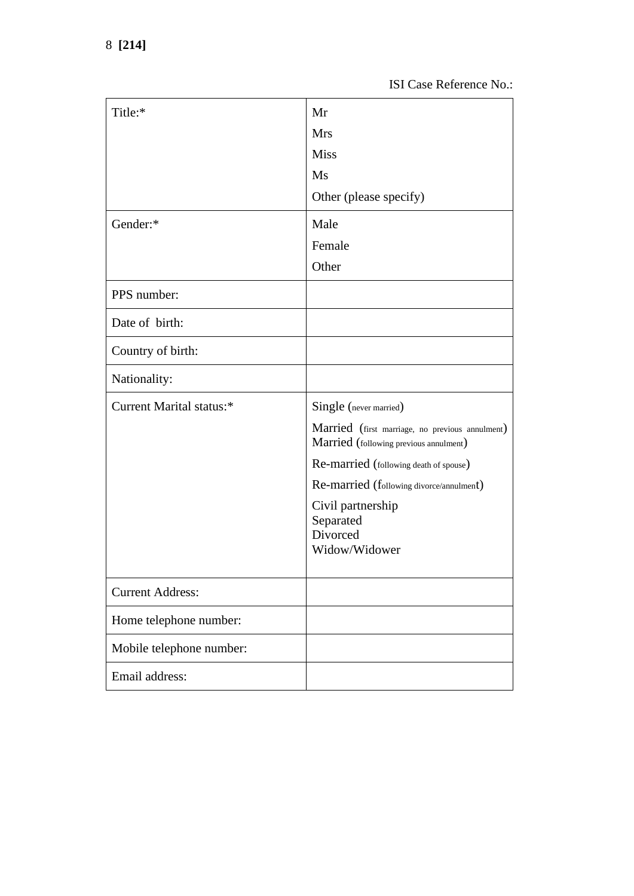ISI Case Reference No.:

| Title:* | Mr<br>Mrs<br>Miss<br>Ms<br>Other (please specify) |
|---|---|
| Gender:* | Male<br>Female<br>Other |
| PPS number: | |
| Date of birth: | |
| Country of birth: | |
| Nationality: | |
| Current Marital status:* | Single (never married)<br>Married (first marriage, no previous annulment)<br>Married (following previous annulment)<br>Re-married (following death of spouse)<br>Re-married (following divorce/annulment)<br>Civil partnership<br>Separated<br>Divorced<br>Widow/Widower |
| Current Address: | |
| Home telephone number: | |
| Mobile telephone number: | |
| Email address: | |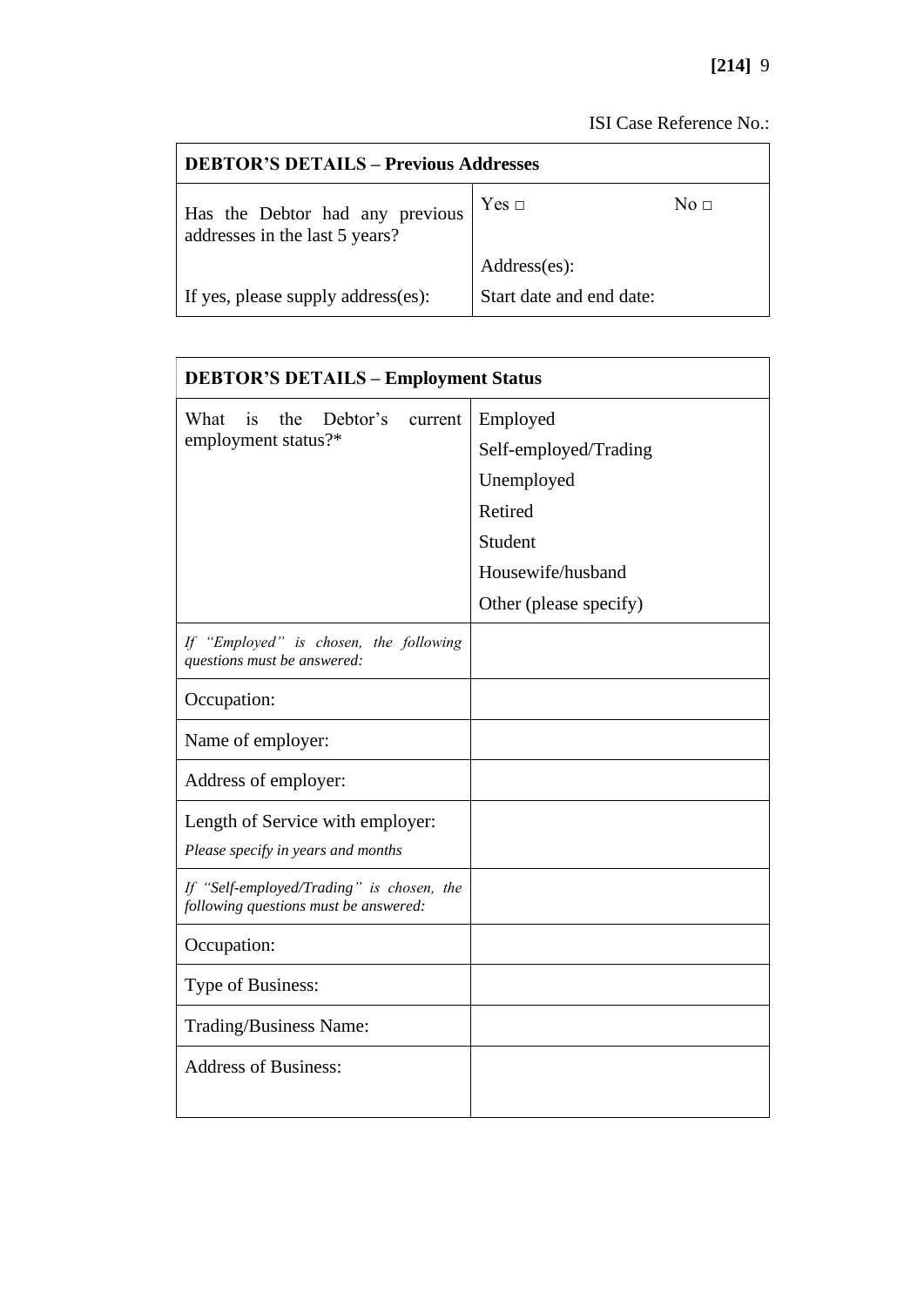ISI Case Reference No.:

| **DEBTOR'S DETAILS – Previous Addresses** | |
|---|---|
| Has the Debtor had any previous addresses in the last 5 years? | Yes □ No □ |
| If yes, please supply address(es): | Address(es):<br>Start date and end date: |

| **DEBTOR'S DETAILS – Employment Status** | |
|---|---|
| What is the Debtor's current employment status?* | Employed<br>Self-employed/Trading<br>Unemployed<br>Retired<br>Student<br>Housewife/husband<br>Other (please specify) |
| *If "Employed" is chosen, the following questions must be answered:* | |
| Occupation: | |
| Name of employer: | |
| Address of employer: | |
| Length of Service with employer:<br>*Please specify in years and months* | |
| *If "Self-employed/Trading" is chosen, the following questions must be answered:* | |
| Occupation: | |
| Type of Business: | |
| Trading/Business Name: | |
| Address of Business: | |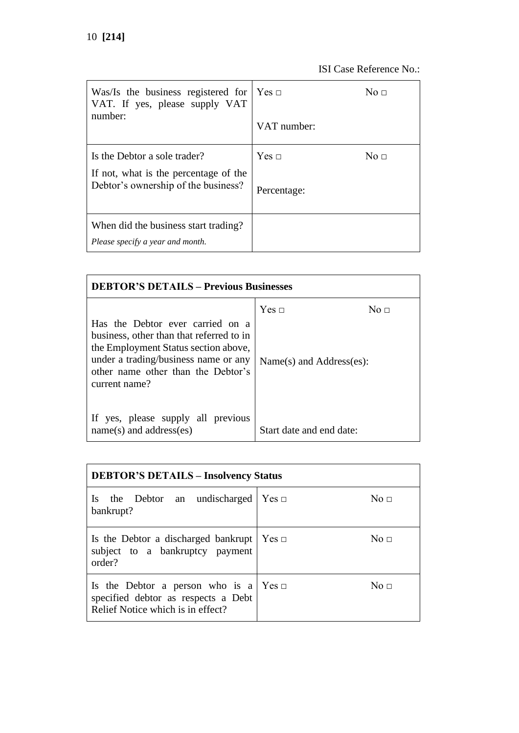ISI Case Reference No.:

| Was/Is the business registered for VAT. If yes, please supply VAT number: | Yes □ No □<br><br>VAT number: |
|---|---|
| Is the Debtor a sole trader?<br><br>If not, what is the percentage of the Debtor's ownership of the business? | Yes □ No □<br><br>Percentage: |
| When did the business start trading?<br><br>*Please specify a year and month.* | |

| **DEBTOR'S DETAILS – Previous Businesses** | |
|---|---|
| Has the Debtor ever carried on a business, other than that referred to in the Employment Status section above, under a trading/business name or any other name other than the Debtor's current name?<br><br>If yes, please supply all previous name(s) and address(es) | Yes □ No □<br><br>Name(s) and Address(es):<br><br>Start date and end date: |

| **DEBTOR'S DETAILS – Insolvency Status** | |
|---|---|
| Is the Debtor an undischarged bankrupt? | Yes □ No □ |
| Is the Debtor a discharged bankrupt subject to a bankruptcy payment order? | Yes □ No □ |
| Is the Debtor a person who is a specified debtor as respects a Debt Relief Notice which is in effect? | Yes □ No □ |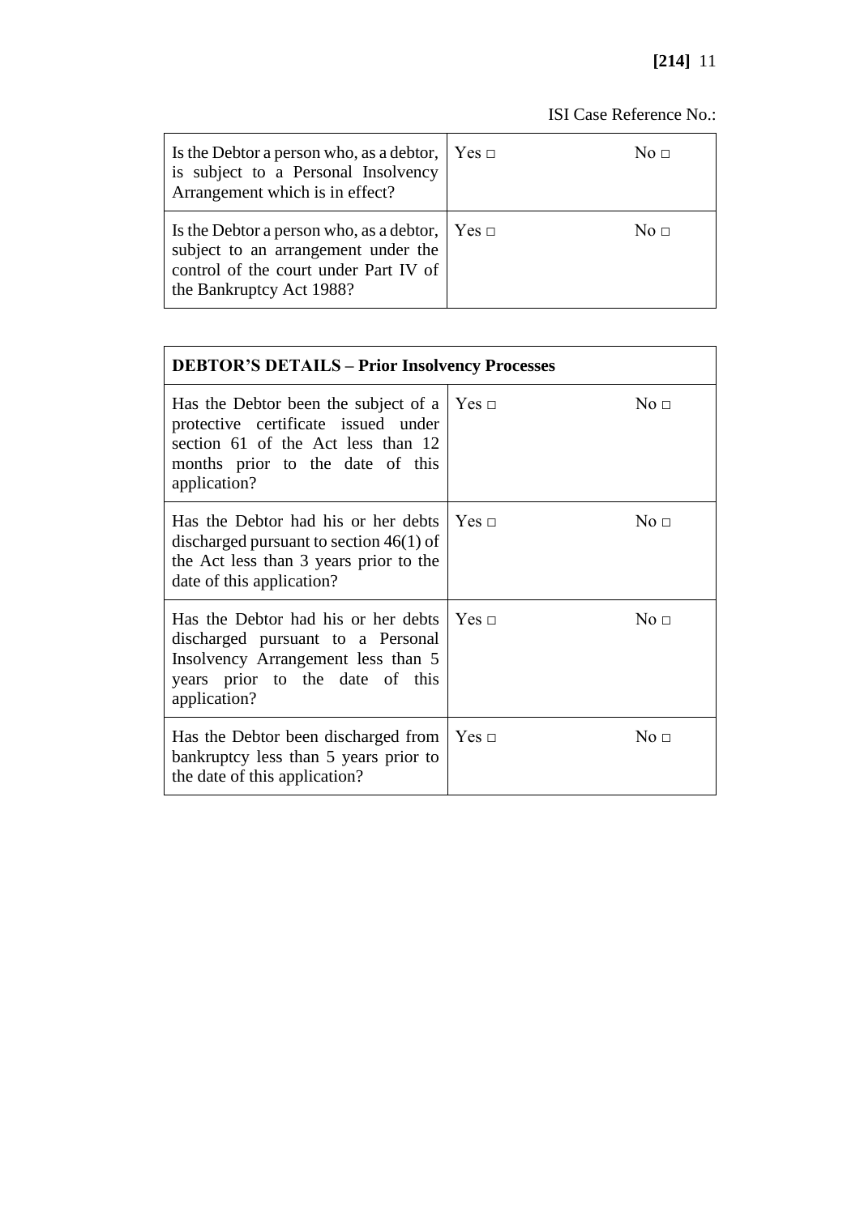ISI Case Reference No.:

| | | |
|---|---|---|
| Is the Debtor a person who, as a debtor, is subject to a Personal Insolvency Arrangement which is in effect? | Yes □ | No □ |
| Is the Debtor a person who, as a debtor, subject to an arrangement under the control of the court under Part IV of the Bankruptcy Act 1988? | Yes □ | No □ |

| **DEBTOR'S DETAILS – Prior Insolvency Processes** | | |
|---|---|---|
| Has the Debtor been the subject of a protective certificate issued under section 61 of the Act less than 12 months prior to the date of this application? | Yes □ | No □ |
| Has the Debtor had his or her debts discharged pursuant to section 46(1) of the Act less than 3 years prior to the date of this application? | Yes □ | No □ |
| Has the Debtor had his or her debts discharged pursuant to a Personal Insolvency Arrangement less than 5 years prior to the date of this application? | Yes □ | No □ |
| Has the Debtor been discharged from bankruptcy less than 5 years prior to the date of this application? | Yes □ | No □ |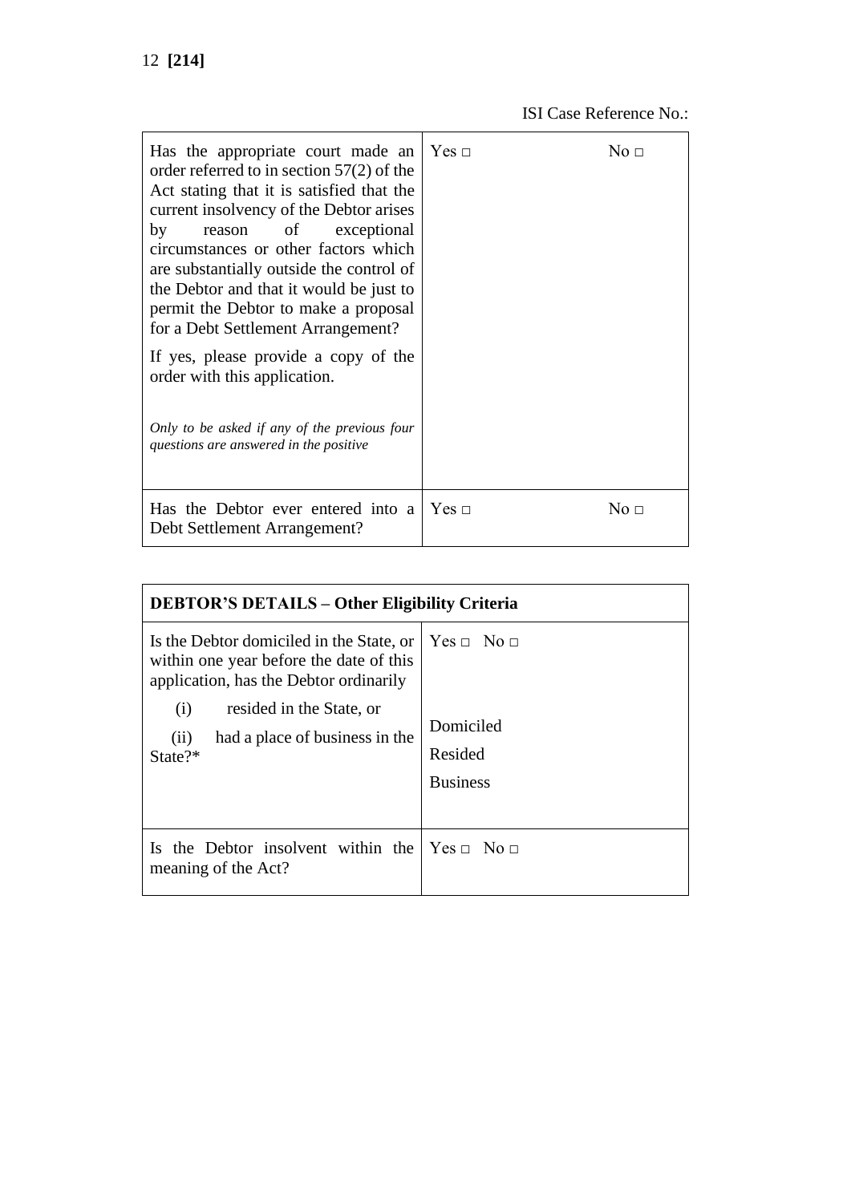ISI Case Reference No.:

| | | |
|---|---|---|
| Has the appropriate court made an order referred to in section 57(2) of the Act stating that it is satisfied that the current insolvency of the Debtor arises by reason of exceptional circumstances or other factors which are substantially outside the control of the Debtor and that it would be just to permit the Debtor to make a proposal for a Debt Settlement Arrangement?<br><br>If yes, please provide a copy of the order with this application.<br><br>*Only to be asked if any of the previous four questions are answered in the positive* | Yes □ | No □ |
| Has the Debtor ever entered into a Debt Settlement Arrangement? | Yes □ | No □ |

| **DEBTOR'S DETAILS – Other Eligibility Criteria** | |
|---|---|
| Is the Debtor domiciled in the State, or within one year before the date of this application, has the Debtor ordinarily<br>(i) resided in the State, or<br>(ii) had a place of business in the State?* | Yes □ No □<br><br>Domiciled<br>Resided<br>Business |
| Is the Debtor insolvent within the meaning of the Act? | Yes □ No □ |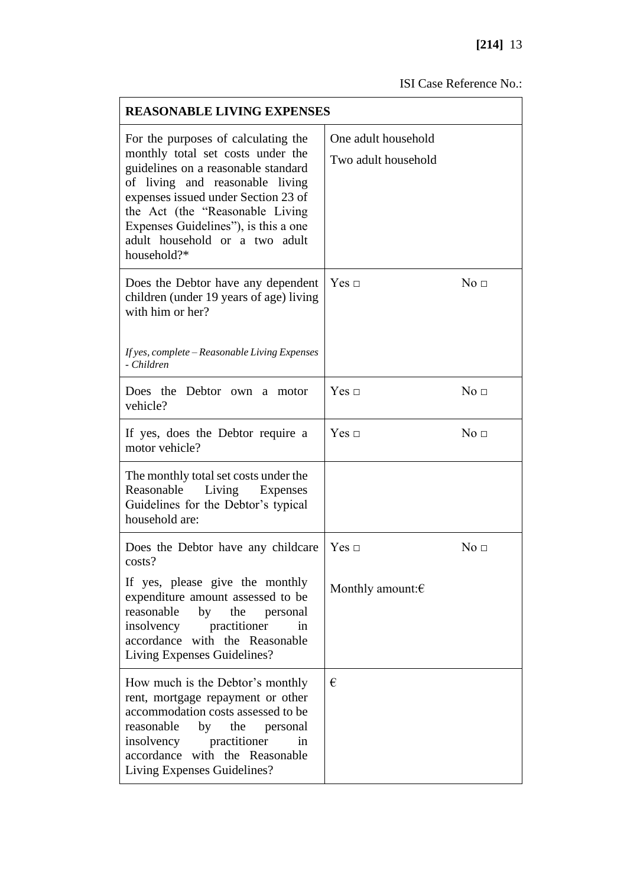ISI Case Reference No.:

| REASONABLE LIVING EXPENSES | |
|---|---|
| For the purposes of calculating the monthly total set costs under the guidelines on a reasonable standard of living and reasonable living expenses issued under Section 23 of the Act (the "Reasonable Living Expenses Guidelines"), is this a one adult household or a two adult household?* | One adult household<br>Two adult household |
| Does the Debtor have any dependent children (under 19 years of age) living with him or her?<br><br>*If yes, complete – Reasonable Living Expenses - Children* | Yes □ No □ |
| Does the Debtor own a motor vehicle? | Yes □ No □ |
| If yes, does the Debtor require a motor vehicle? | Yes □ No □ |
| The monthly total set costs under the Reasonable Living Expenses Guidelines for the Debtor's typical household are: | |
| Does the Debtor have any childcare costs?<br><br>If yes, please give the monthly expenditure amount assessed to be reasonable by the personal insolvency practitioner in accordance with the Reasonable Living Expenses Guidelines? | Yes □ No □<br><br>Monthly amount:€ |
| How much is the Debtor's monthly rent, mortgage repayment or other accommodation costs assessed to be reasonable by the personal insolvency practitioner in accordance with the Reasonable Living Expenses Guidelines? | € |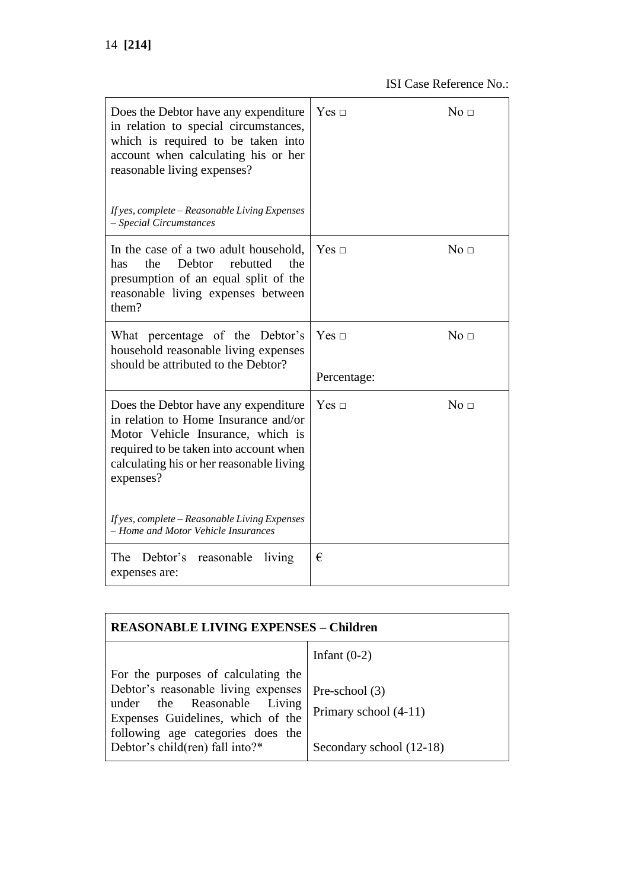ISI Case Reference No.:

| | | |
|---|---|---|
| Does the Debtor have any expenditure in relation to special circumstances, which is required to be taken into account when calculating his or her reasonable living expenses?<br><br>*If yes, complete – Reasonable Living Expenses – Special Circumstances* | Yes □ | No □ |
| In the case of a two adult household, has the Debtor rebutted the presumption of an equal split of the reasonable living expenses between them? | Yes □ | No □ |
| What percentage of the Debtor's household reasonable living expenses should be attributed to the Debtor? | Yes □<br><br>Percentage: | No □ |
| Does the Debtor have any expenditure in relation to Home Insurance and/or Motor Vehicle Insurance, which is required to be taken into account when calculating his or her reasonable living expenses?<br><br>*If yes, complete – Reasonable Living Expenses – Home and Motor Vehicle Insurances* | Yes □ | No □ |
| The Debtor's reasonable living expenses are: | € | |

| **REASONABLE LIVING EXPENSES – Children** | |
|---|---|
| For the purposes of calculating the Debtor's reasonable living expenses under the Reasonable Living Expenses Guidelines, which of the following age categories does the Debtor's child(ren) fall into?* | Infant (0-2)<br><br>Pre-school (3)<br>Primary school (4-11)<br><br>Secondary school (12-18) |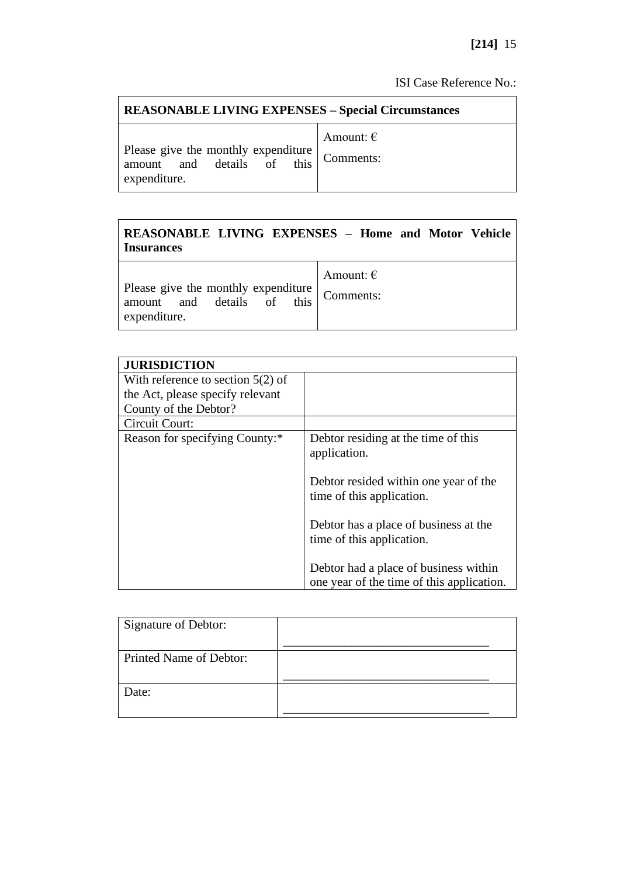ISI Case Reference No.:

| REASONABLE LIVING EXPENSES – Special Circumstances | |
|---|---|
| Please give the monthly expenditure amount and details of this expenditure. | Amount: €<br><br>Comments: |

| REASONABLE LIVING EXPENSES – Home and Motor Vehicle Insurances | |
|---|---|
| Please give the monthly expenditure amount and details of this expenditure. | Amount: €<br><br>Comments: |

| JURISDICTION | |
|---|---|
| With reference to section 5(2) of the Act, please specify relevant County of the Debtor? | |
| Circuit Court: | |
| Reason for specifying County:* | Debtor residing at the time of this application.<br><br>Debtor resided within one year of the time of this application.<br><br>Debtor has a place of business at the time of this application.<br><br>Debtor had a place of business within one year of the time of this application. |

| Signature of Debtor: | ________________________________ |
|---|---|
| Printed Name of Debtor: | ________________________________ |
| Date: | ________________________________ |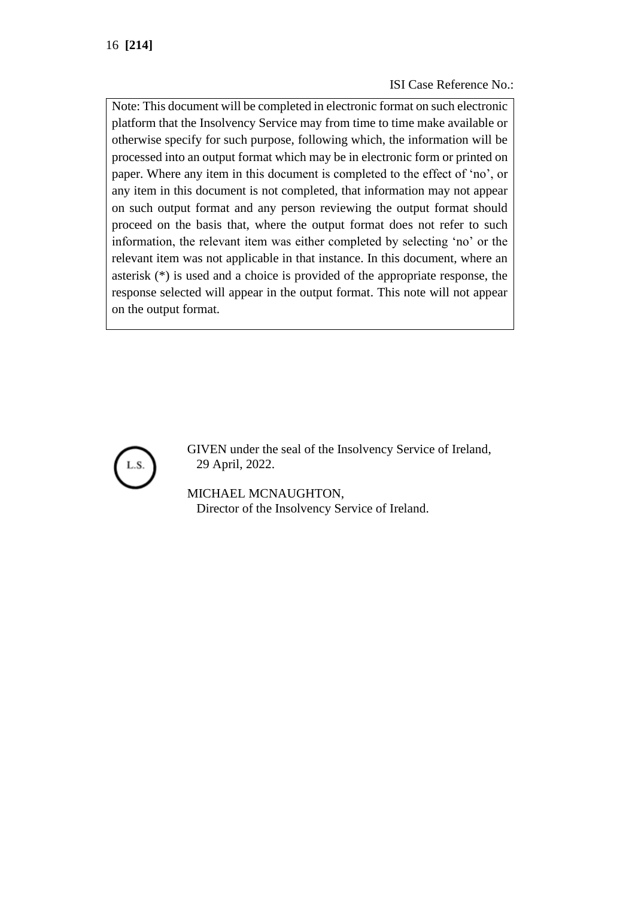ISI Case Reference No.:

> Note: This document will be completed in electronic format on such electronic platform that the Insolvency Service may from time to time make available or otherwise specify for such purpose, following which, the information will be processed into an output format which may be in electronic form or printed on paper. Where any item in this document is completed to the effect of 'no', or any item in this document is not completed, that information may not appear on such output format and any person reviewing the output format should proceed on the basis that, where the output format does not refer to such information, the relevant item was either completed by selecting 'no' or the relevant item was not applicable in that instance. In this document, where an asterisk (*) is used and a choice is provided of the appropriate response, the response selected will appear in the output format. This note will not appear on the output format.

L.S.

GIVEN under the seal of the Insolvency Service of Ireland,
29 April, 2022.

MICHAEL MCNAUGHTON,
Director of the Insolvency Service of Ireland.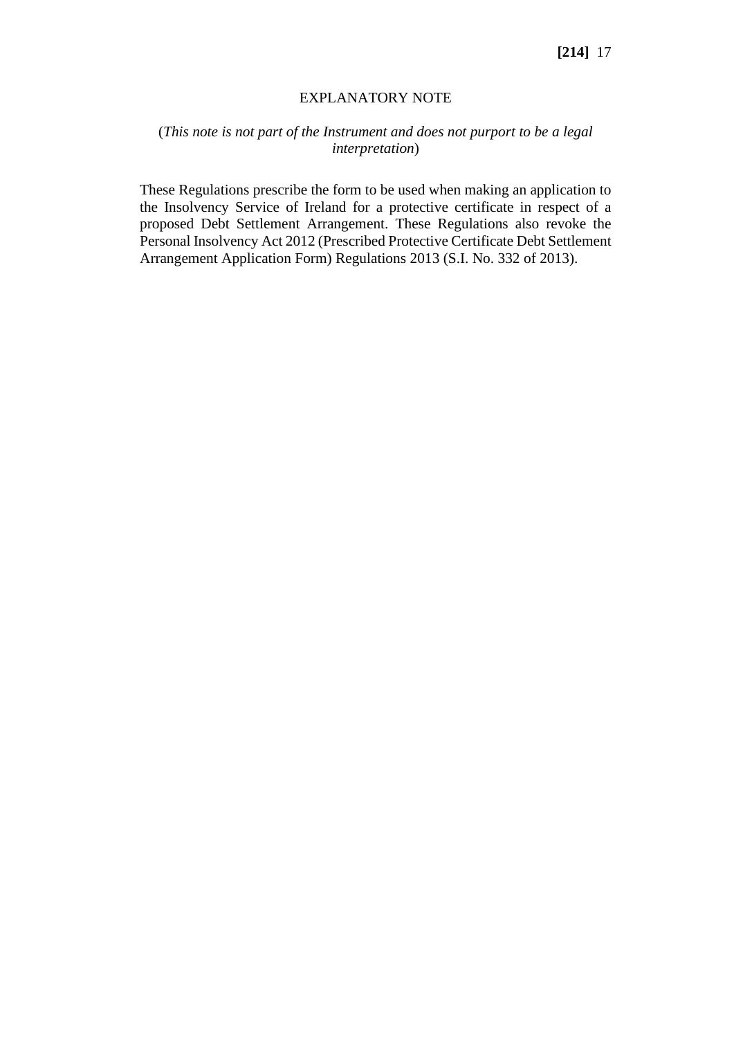## EXPLANATORY NOTE

(*This note is not part of the Instrument and does not purport to be a legal interpretation*)

These Regulations prescribe the form to be used when making an application to the Insolvency Service of Ireland for a protective certificate in respect of a proposed Debt Settlement Arrangement. These Regulations also revoke the Personal Insolvency Act 2012 (Prescribed Protective Certificate Debt Settlement Arrangement Application Form) Regulations 2013 (S.I. No. 332 of 2013).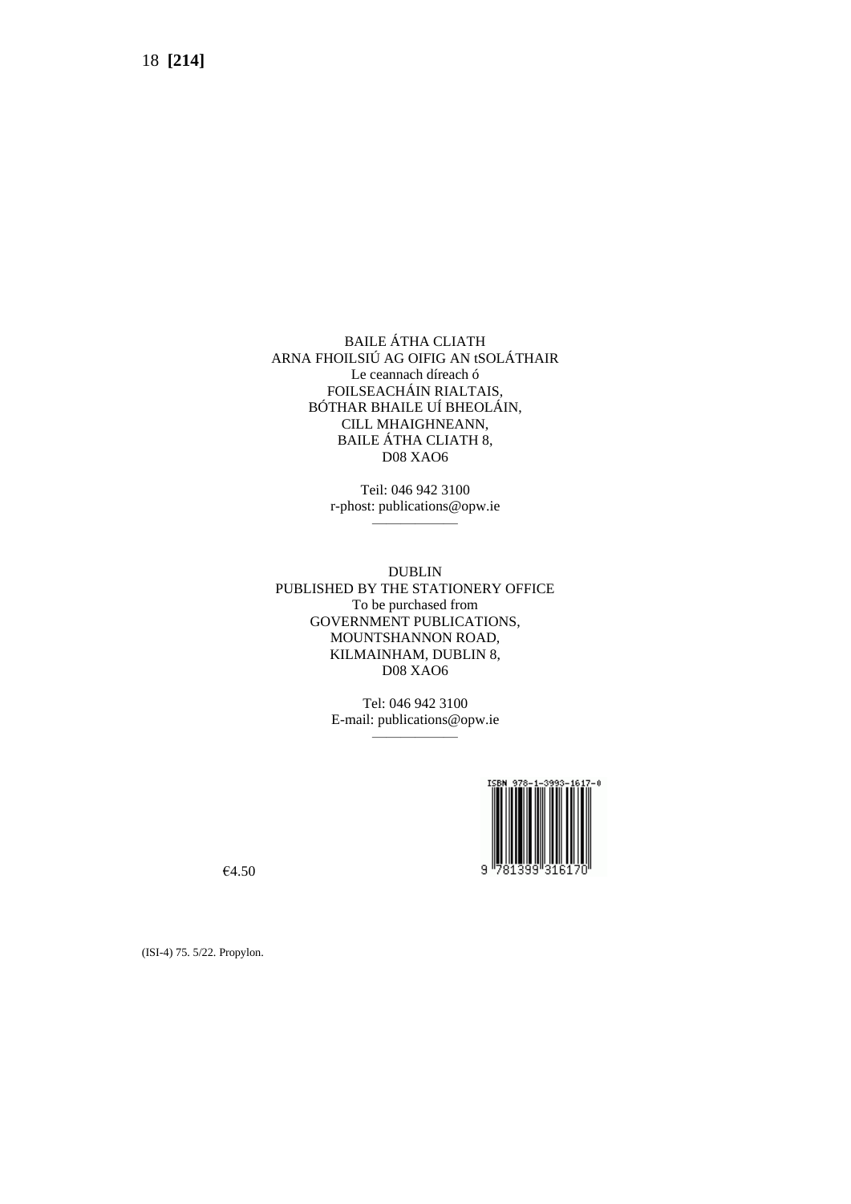BAILE ÁTHA CLIATH
ARNA FHOILSIÚ AG OIFIG AN tSOLÁTHAIR
Le ceannach díreach ó
FOILSEACHÁIN RIALTAIS,
BÓTHAR BHAILE UÍ BHEOLÁIN,
CILL MHAIGHNEANN,
BAILE ÁTHA CLIATH 8,
D08 XAO6

Teil: 046 942 3100
r-phost: publications@opw.ie

---

DUBLIN
PUBLISHED BY THE STATIONERY OFFICE
To be purchased from
GOVERNMENT PUBLICATIONS,
MOUNTSHANNON ROAD,
KILMAINHAM, DUBLIN 8,
D08 XAO6

Tel: 046 942 3100
E-mail: publications@opw.ie

---

ISBN 978-1-3993-1617-0

9 781399 316170

€4.50

(ISI-4) 75. 5/22. Propylon.